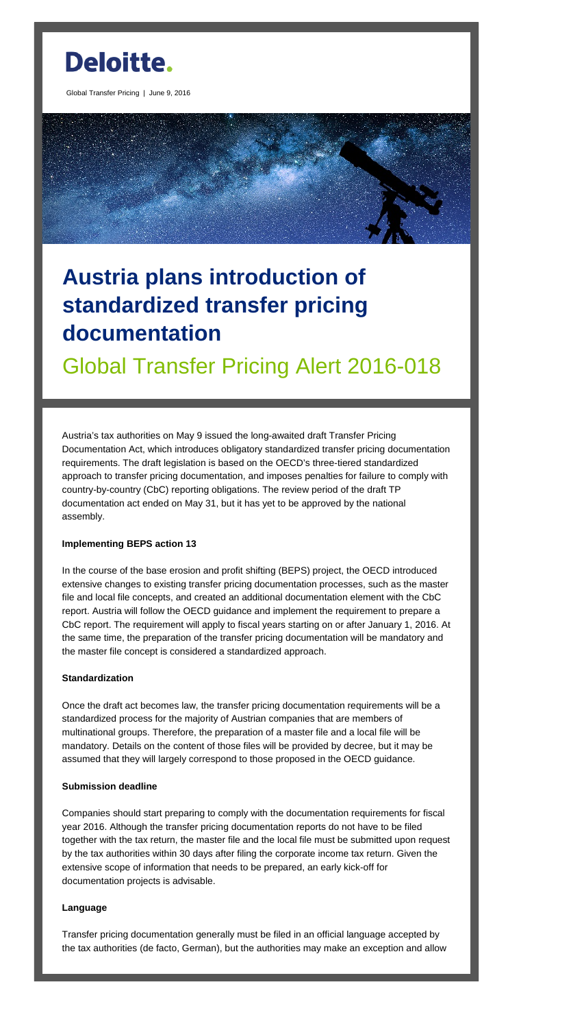# Deloitte.

Global Transfer Pricing | June 9, 2016

# Austria plans introduction of standardized transfer pricing documentation

## Global Transfer Pricing Alert 2016-018

Austria's tax authorities on May 9 issued the long-awaited draft Transfer Pricing Documentation Act, which introduces obligatory standardized transfer pricing documentation requirements. The draft legislation is based on the OECD's three-tiered standardized approach to transfer pricing documentation, and imposes penalties for failure to comply with country-by-country (CbC) reporting obligations. The review period of the draft TP documentation act ended on May 31, but it has yet to be approved by the national assembly.

**Implementing BEPS action 13**

In the course of the base erosion and profit shifting (BEPS) project, the OECD introduced extensive changes to existing transfer pricing documentation processes, such as the master file and local file concepts, and created an additional documentation element with the CbC report. Austria will follow the OECD guidance and implement the requirement to prepare a CbC report. The requirement will apply to fiscal years starting on or after January 1, 2016. At the same time, the preparation of the transfer pricing documentation will be mandatory and the master file concept is considered a standardized approach.

**Standardization**

Once the draft act becomes law, the transfer pricing documentation requirements will be a standardized process for the majority of Austrian companies that are members of multinational groups. Therefore, the preparation of a master file and a local file will be mandatory. Details on the content of those files will be provided by decree, but it may be assumed that they will largely correspond to those proposed in the OECD guidance.

**Submission deadline**

Companies should start preparing to comply with the documentation requirements for fiscal year 2016. Although the transfer pricing documentation reports do not have to be filed together with the tax return, the master file and the local file must be submitted upon request by the tax authorities within 30 days after filing the corporate income tax return. Given the extensive scope of information that needs to be prepared, an early kick-off for documentation projects is advisable.

**Language**

Transfer pricing documentation generally must be filed in an official language accepted by the tax authorities (de facto, German), but the authorities may make an exception and allow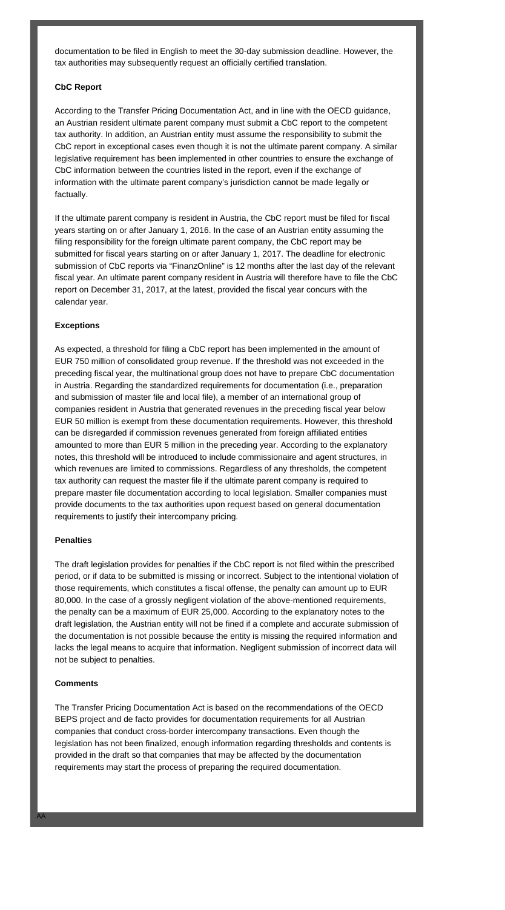documentation to be filed in English to meet the 30-day submission deadline. However, the tax authorities may subsequently request an officially certified translation.

**CbC Report**

According to the Transfer Pricing Documentation Act, and in line with the OECD guidance, an Austrian resident ultimate parent company must submit a CbC report to the competent tax authority. In addition, an Austrian entity must assume the responsibility to submit the CbC report in exceptional cases even though it is not the ultimate parent company. A similar legislative requirement has been implemented in other countries to ensure the exchange of CbC information between the countries listed in the report, even if the exchange of information with the ultimate parent company's jurisdiction cannot be made legally or factually.

If the ultimate parent company is resident in Austria, the CbC report must be filed for fiscal years starting on or after January 1, 2016. In the case of an Austrian entity assuming the filing responsibility for the foreign ultimate parent company, the CbC report may be submitted for fiscal years starting on or after January 1, 2017. The deadline for electronic submission of CbC reports via "FinanzOnline" is 12 months after the last day of the relevant fiscal year. An ultimate parent company resident in Austria will therefore have to file the CbC report on December 31, 2017, at the latest, provided the fiscal year concurs with the calendar year.

**Exceptions**

As expected, a threshold for filing a CbC report has been implemented in the amount of EUR 750 million of consolidated group revenue. If the threshold was not exceeded in the preceding fiscal year, the multinational group does not have to prepare CbC documentation in Austria. Regarding the standardized requirements for documentation (i.e., preparation and submission of master file and local file), a member of an international group of companies resident in Austria that generated revenues in the preceding fiscal year below EUR 50 million is exempt from these documentation requirements. However, this threshold can be disregarded if commission revenues generated from foreign affiliated entities amounted to more than EUR 5 million in the preceding year. According to the explanatory notes, this threshold will be introduced to include commissionaire and agent structures, in which revenues are limited to commissions. Regardless of any thresholds, the competent tax authority can request the master file if the ultimate parent company is required to prepare master file documentation according to local legislation. Smaller companies must provide documents to the tax authorities upon request based on general documentation requirements to justify their intercompany pricing.

**Penalties**

The draft legislation provides for penalties if the CbC report is not filed within the prescribed period, or if data to be submitted is missing or incorrect. Subject to the intentional violation of those requirements, which constitutes a fiscal offense, the penalty can amount up to EUR 80,000. In the case of a grossly negligent violation of the above-mentioned requirements, the penalty can be a maximum of EUR 25,000. According to the explanatory notes to the draft legislation, the Austrian entity will not be fined if a complete and accurate submission of the documentation is not possible because the entity is missing the required information and lacks the legal means to acquire that information. Negligent submission of incorrect data will not be subject to penalties.

**Comments**

The Transfer Pricing Documentation Act is based on the recommendations of the OECD BEPS project and de facto provides for documentation requirements for all Austrian companies that conduct cross-border intercompany transactions. Even though the legislation has not been finalized, enough information regarding thresholds and contents is provided in the draft so that companies that may be affected by the documentation requirements may start the process of preparing the required documentation.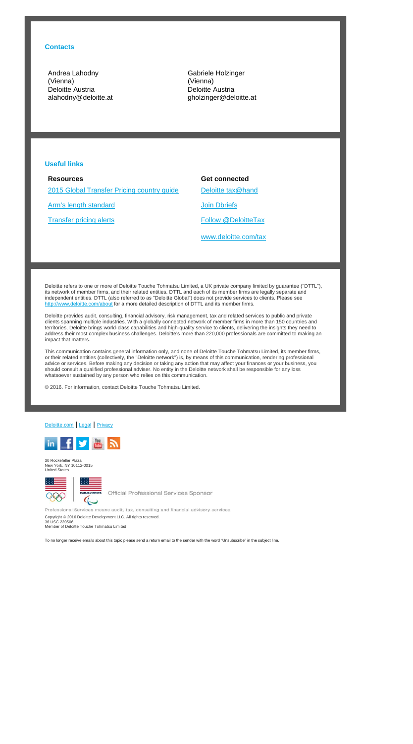## Contacts

Andrea Lahodny
(Vienna)
Deloitte Austria
alahodny@deloitte.at

Gabriele Holzinger
(Vienna)
Deloitte Austria
gholzinger@deloitte.at

## Useful links

**Resources**

2015 Global Transfer Pricing country guide

Arm's length standard

Transfer pricing alerts

**Get connected**

Deloitte tax@hand

Join Dbriefs

Follow @DeloitteTax

www.deloitte.com/tax

Deloitte refers to one or more of Deloitte Touche Tohmatsu Limited, a UK private company limited by guarantee ("DTTL"), its network of member firms, and their related entities. DTTL and each of its member firms are legally separate and independent entities. DTTL (also referred to as "Deloitte Global") does not provide services to clients. Please see http://www.deloitte.com/about for a more detailed description of DTTL and its member firms.

Deloitte provides audit, consulting, financial advisory, risk management, tax and related services to public and private clients spanning multiple industries. With a globally connected network of member firms in more than 150 countries and territories, Deloitte brings world-class capabilities and high-quality service to clients, delivering the insights they need to address their most complex business challenges. Deloitte's more than 220,000 professionals are committed to making an impact that matters.

This communication contains general information only, and none of Deloitte Touche Tohmatsu Limited, its member firms, or their related entities (collectively, the "Deloitte network") is, by means of this communication, rendering professional advice or services. Before making any decision or taking any action that may affect your finances or your business, you should consult a qualified professional adviser. No entity in the Deloitte network shall be responsible for any loss whatsoever sustained by any person who relies on this communication.

© 2016. For information, contact Deloitte Touche Tohmatsu Limited.

Deloitte.com | Legal | Privacy

30 Rockefeller Plaza
New York, NY 10112-0015
United States

Official Professional Services Sponsor

Professional Services means audit, tax, consulting and financial advisory services.

Copyright © 2016 Deloitte Development LLC. All rights reserved.
36 USC 220506
Member of Deloitte Touche Tohmatsu Limited

To no longer receive emails about this topic please send a return email to the sender with the word "Unsubscribe" in the subject line.